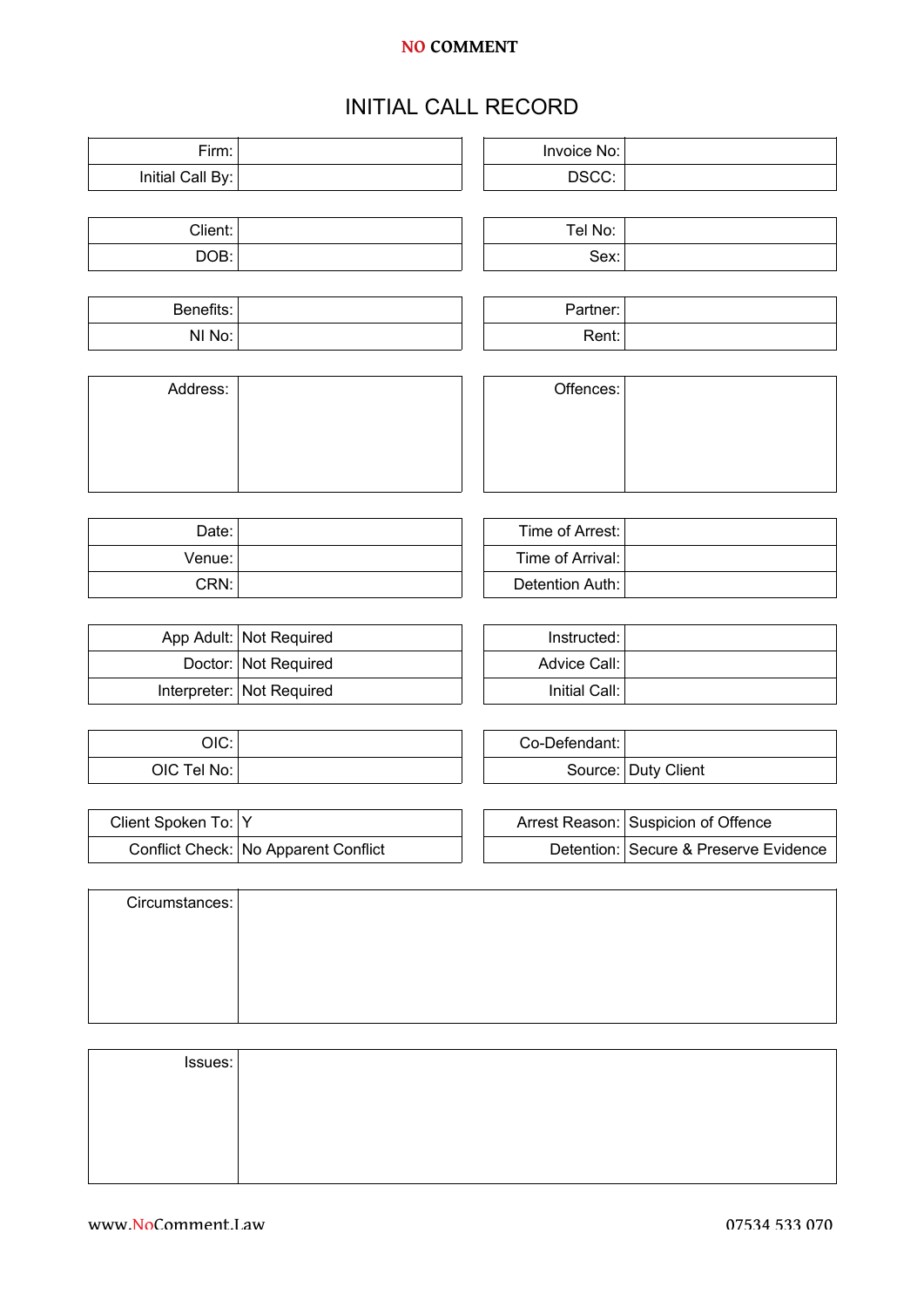**NO COMMENT**

# INITIAL CALL RECORD

| | | | |
|---|---|---|---|
| Firm: | | Invoice No: | |
| Initial Call By: | | DSCC: | |

| | | | |
|---|---|---|---|
| Client: | | Tel No: | |
| DOB: | | Sex: | |

| | | | |
|---|---|---|---|
| Benefits: | | Partner: | |
| NI No: | | Rent: | |

| | | | |
|---|---|---|---|
| Address: | | Offences: | |

| | | | |
|---|---|---|---|
| Date: | | Time of Arrest: | |
| Venue: | | Time of Arrival: | |
| CRN: | | Detention Auth: | |

| | | | |
|---|---|---|---|
| App Adult: | Not Required | Instructed: | |
| Doctor: | Not Required | Advice Call: | |
| Interpreter: | Not Required | Initial Call: | |

| | | | |
|---|---|---|---|
| OIC: | | Co-Defendant: | |
| OIC Tel No: | | Source: | Duty Client |

| | | | |
|---|---|---|---|
| Client Spoken To: | Y | Arrest Reason: | Suspicion of Offence |
| Conflict Check: | No Apparent Conflict | Detention: | Secure & Preserve Evidence |

| | |
|---|---|
| Circumstances: | |

| | |
|---|---|
| Issues: | |

www.NoComment.Law 07534 533 070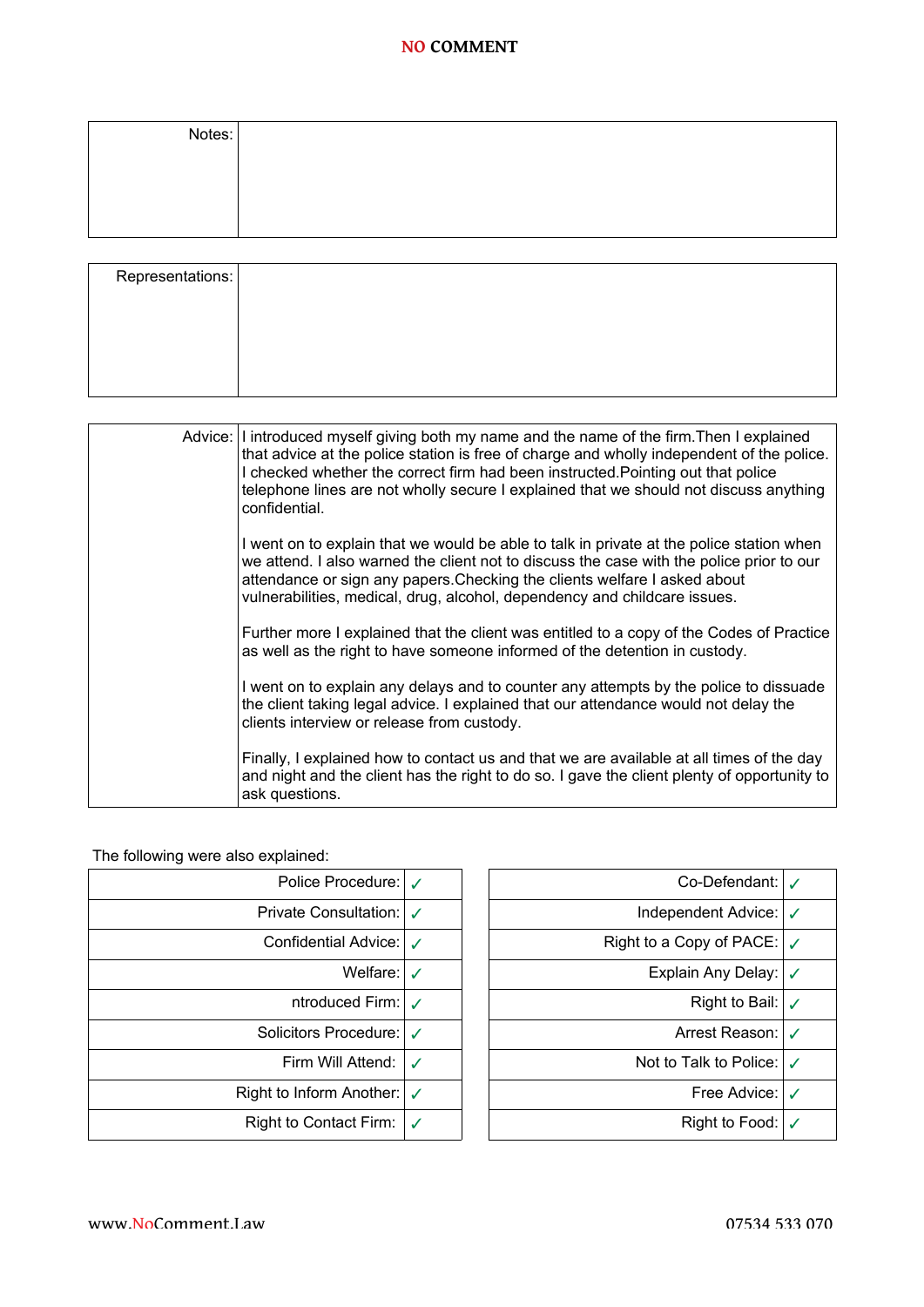| Notes: | |
|---|---|

| Representations: | |
|---|---|

| Advice: | I introduced myself giving both my name and the name of the firm.Then I explained that advice at the police station is free of charge and wholly independent of the police. I checked whether the correct firm had been instructed.Pointing out that police telephone lines are not wholly secure I explained that we should not discuss anything confidential.<br><br>I went on to explain that we would be able to talk in private at the police station when we attend. I also warned the client not to discuss the case with the police prior to our attendance or sign any papers.Checking the clients welfare I asked about vulnerabilities, medical, drug, alcohol, dependency and childcare issues.<br><br>Further more I explained that the client was entitled to a copy of the Codes of Practice as well as the right to have someone informed of the detention in custody.<br><br>I went on to explain any delays and to counter any attempts by the police to dissuade the client taking legal advice. I explained that our attendance would not delay the clients interview or release from custody.<br><br>Finally, I explained how to contact us and that we are available at all times of the day and night and the client has the right to do so. I gave the client plenty of opportunity to ask questions. |
|---|---|

The following were also explained:

| Item | | Item | |
|---|---|---|---|
| Police Procedure: | ✓ | Co-Defendant: | ✓ |
| Private Consultation: | ✓ | Independent Advice: | ✓ |
| Confidential Advice: | ✓ | Right to a Copy of PACE: | ✓ |
| Welfare: | ✓ | Explain Any Delay: | ✓ |
| ntroduced Firm: | ✓ | Right to Bail: | ✓ |
| Solicitors Procedure: | ✓ | Arrest Reason: | ✓ |
| Firm Will Attend: | ✓ | Not to Talk to Police: | ✓ |
| Right to Inform Another: | ✓ | Free Advice: | ✓ |
| Right to Contact Firm: | ✓ | Right to Food: | ✓ |